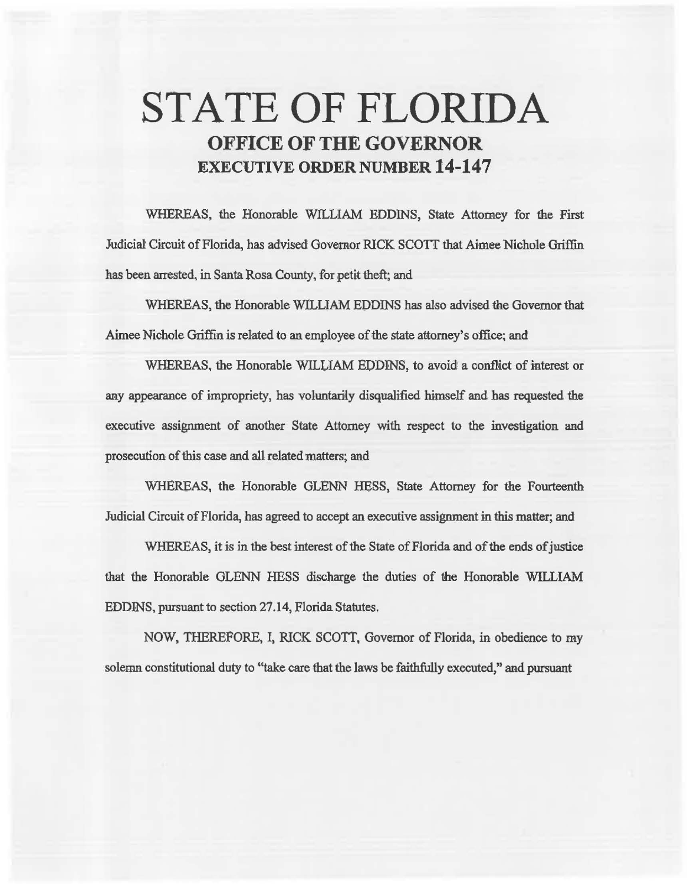# STATE OF FLORIDA

## OFFICE OF THE GOVERNOR

## EXECUTIVE ORDER NUMBER 14-147

WHEREAS, the Honorable WILLIAM EDDINS, State Attorney for the First Judicial Circuit of Florida, has advised Governor RICK SCOTT that Aimee Nichole Griffin has been arrested, in Santa Rosa County, for petit theft; and

WHEREAS, the Honorable WILLIAM EDDINS has also advised the Governor that Aimee Nichole Griffin is related to an employee of the state attorney's office; and

WHEREAS, the Honorable WILLIAM EDDINS, to avoid a conflict of interest or any appearance of impropriety, has voluntarily disqualified himself and has requested the executive assignment of another State Attorney with respect to the investigation and prosecution of this case and all related matters; and

WHEREAS, the Honorable GLENN HESS, State Attorney for the Fourteenth Judicial Circuit of Florida, has agreed to accept an executive assignment in this matter; and

WHEREAS, it is in the best interest of the State of Florida and of the ends of justice that the Honorable GLENN HESS discharge the duties of the Honorable WILLIAM EDDINS, pursuant to section 27.14, Florida Statutes.

NOW, THEREFORE, I, RICK SCOTT, Governor of Florida, in obedience to my solemn constitutional duty to "take care that the laws be faithfully executed," and pursuant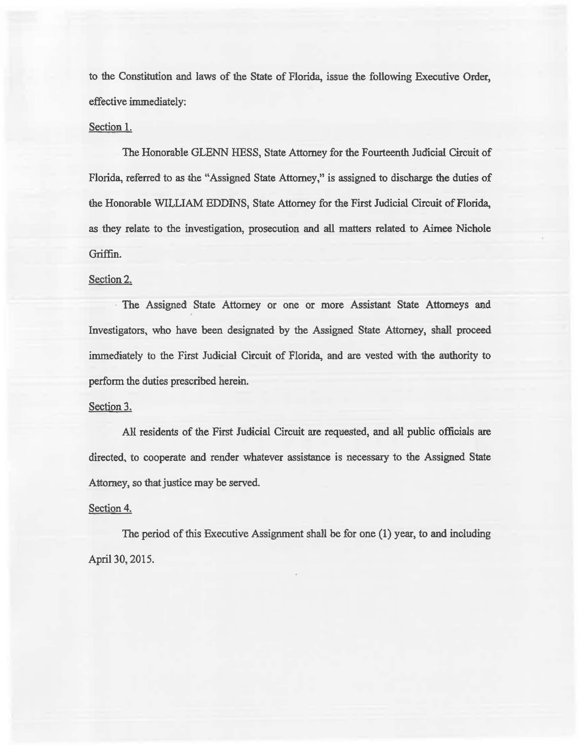to the Constitution and laws of the State of Florida, issue the following Executive Order, effective immediately:

Section 1.

The Honorable GLENN HESS, State Attorney for the Fourteenth Judicial Circuit of Florida, referred to as the "Assigned State Attorney," is assigned to discharge the duties of the Honorable WILLIAM EDDINS, State Attorney for the First Judicial Circuit of Florida, as they relate to the investigation, prosecution and all matters related to Aimee Nichole Griffin.

Section 2.

The Assigned State Attorney or one or more Assistant State Attorneys and Investigators, who have been designated by the Assigned State Attorney, shall proceed immediately to the First Judicial Circuit of Florida, and are vested with the authority to perform the duties prescribed herein.

Section 3.

All residents of the First Judicial Circuit are requested, and all public officials are directed, to cooperate and render whatever assistance is necessary to the Assigned State Attorney, so that justice may be served.

Section 4.

The period of this Executive Assignment shall be for one (1) year, to and including April 30, 2015.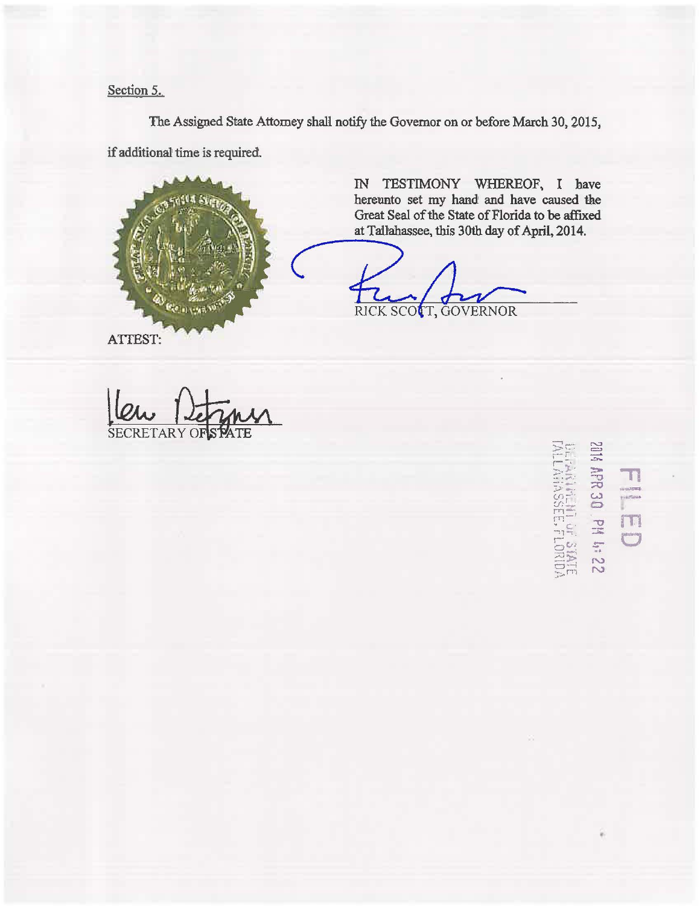Section 5.

The Assigned State Attorney shall notify the Governor on or before March 30, 2015, if additional time is required.

IN TESTIMONY WHEREOF, I have hereunto set my hand and have caused the Great Seal of the State of Florida to be affixed at Tallahassee, this 30th day of April, 2014.

RICK SCOTT, GOVERNOR

ATTEST:

SECRETARY OF STATE

FILED

2014 APR 30 PM 4:22

DEPARTMENT OF STATE
TALLAHASSEE, FLORIDA